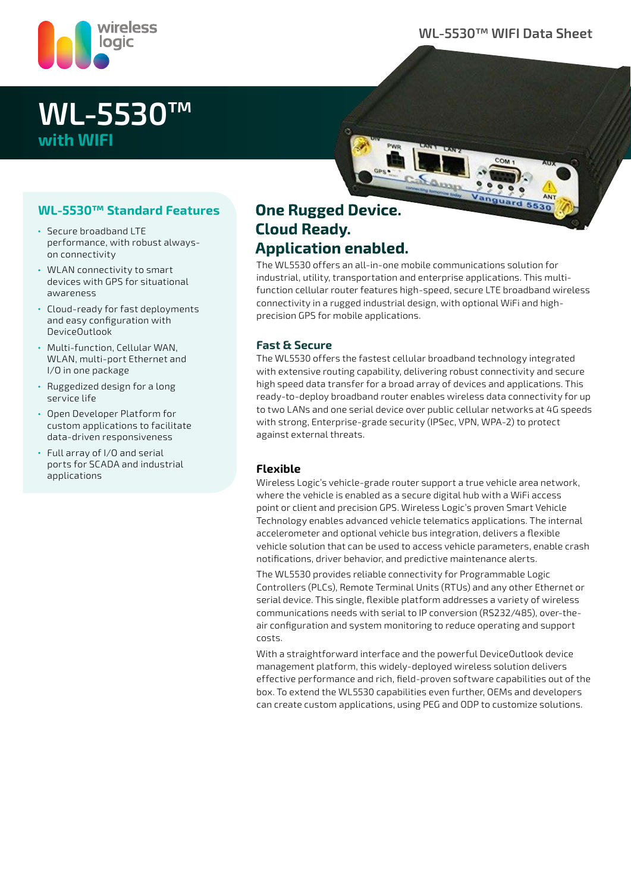# WL-5530™
## with WIFI

### WL-5530™ Standard Features

- Secure broadband LTE performance, with robust always-on connectivity
- WLAN connectivity to smart devices with GPS for situational awareness
- Cloud-ready for fast deployments and easy configuration with DeviceOutlook
- Multi-function, Cellular WAN, WLAN, multi-port Ethernet and I/O in one package
- Ruggedized design for a long service life
- Open Developer Platform for custom applications to facilitate data-driven responsiveness
- Full array of I/O and serial ports for SCADA and industrial applications

## One Rugged Device. Cloud Ready. Application enabled.

The WL5530 offers an all-in-one mobile communications solution for industrial, utility, transportation and enterprise applications. This multi-function cellular router features high-speed, secure LTE broadband wireless connectivity in a rugged industrial design, with optional WiFi and high-precision GPS for mobile applications.

### Fast & Secure

The WL5530 offers the fastest cellular broadband technology integrated with extensive routing capability, delivering robust connectivity and secure high speed data transfer for a broad array of devices and applications. This ready-to-deploy broadband router enables wireless data connectivity for up to two LANs and one serial device over public cellular networks at 4G speeds with strong, Enterprise-grade security (IPSec, VPN, WPA-2) to protect against external threats.

### Flexible

Wireless Logic's vehicle-grade router support a true vehicle area network, where the vehicle is enabled as a secure digital hub with a WiFi access point or client and precision GPS. Wireless Logic's proven Smart Vehicle Technology enables advanced vehicle telematics applications. The internal accelerometer and optional vehicle bus integration, delivers a flexible vehicle solution that can be used to access vehicle parameters, enable crash notifications, driver behavior, and predictive maintenance alerts.

The WL5530 provides reliable connectivity for Programmable Logic Controllers (PLCs), Remote Terminal Units (RTUs) and any other Ethernet or serial device. This single, flexible platform addresses a variety of wireless communications needs with serial to IP conversion (RS232/485), over-the-air configuration and system monitoring to reduce operating and support costs.

With a straightforward interface and the powerful DeviceOutlook device management platform, this widely-deployed wireless solution delivers effective performance and rich, field-proven software capabilities out of the box. To extend the WL5530 capabilities even further, OEMs and developers can create custom applications, using PEG and ODP to customize solutions.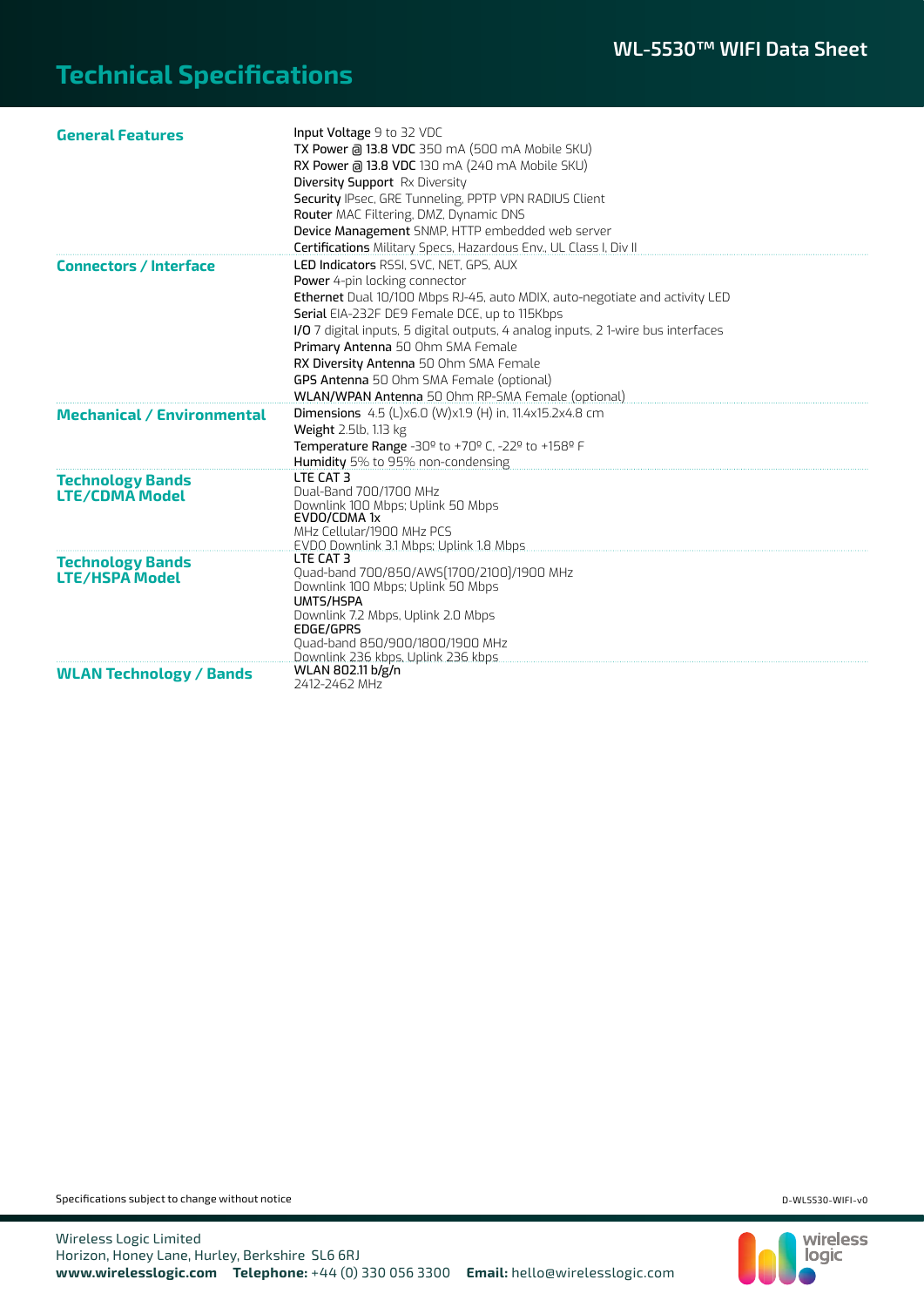# Technical Specifications

WL-5530™ WIFI Data Sheet

| | |
|---|---|
| **General Features** | **Input Voltage** 9 to 32 VDC<br>**TX Power @ 13.8 VDC** 350 mA (500 mA Mobile SKU)<br>**RX Power @ 13.8 VDC** 130 mA (240 mA Mobile SKU)<br>**Diversity Support** Rx Diversity<br>**Security** IPsec, GRE Tunneling, PPTP VPN RADIUS Client<br>**Router** MAC Filtering, DMZ, Dynamic DNS<br>**Device Management** SNMP, HTTP embedded web server<br>**Certifications** Military Specs, Hazardous Env., UL Class I, Div II |
| **Connectors / Interface** | **LED Indicators** RSSI, SVC, NET, GPS, AUX<br>**Power** 4-pin locking connector<br>**Ethernet** Dual 10/100 Mbps RJ-45, auto MDIX, auto-negotiate and activity LED<br>**Serial** EIA-232F DE9 Female DCE, up to 115Kbps<br>**I/O** 7 digital inputs, 5 digital outputs, 4 analog inputs, 2 1-wire bus interfaces<br>**Primary Antenna** 50 Ohm SMA Female<br>**RX Diversity Antenna** 50 Ohm SMA Female<br>**GPS Antenna** 50 Ohm SMA Female (optional)<br>**WLAN/WPAN Antenna** 50 Ohm RP-SMA Female (optional) |
| **Mechanical / Environmental** | **Dimensions** 4.5 (L)x6.0 (W)x1.9 (H) in, 11.4x15.2x4.8 cm<br>**Weight** 2.5lb, 1.13 kg<br>**Temperature Range** -30º to +70º C, -22º to +158º F<br>**Humidity** 5% to 95% non-condensing |
| **Technology Bands LTE/CDMA Model** | **LTE CAT 3**<br>Dual-Band 700/1700 MHz<br>Downlink 100 Mbps; Uplink 50 Mbps<br>**EVDO/CDMA 1x**<br>MHz Cellular/1900 MHz PCS<br>EVDO Downlink 3.1 Mbps; Uplink 1.8 Mbps |
| **Technology Bands LTE/HSPA Model** | **LTE CAT 3**<br>Quad-band 700/850/AWS(1700/2100)/1900 MHz<br>Downlink 100 Mbps; Uplink 50 Mbps<br>**UMTS/HSPA**<br>Downlink 7.2 Mbps, Uplink 2.0 Mbps<br>**EDGE/GPRS**<br>Quad-band 850/900/1800/1900 MHz<br>Downlink 236 kbps, Uplink 236 kbps |
| **WLAN Technology / Bands** | **WLAN 802.11 b/g/n**<br>2412-2462 MHz |

Specifications subject to change without notice

D-WL5530-WIFI-v0

Wireless Logic Limited
Horizon, Honey Lane, Hurley, Berkshire SL6 6RJ
**www.wirelesslogic.com** **Telephone:** +44 (0) 330 056 3300 **Email:** hello@wirelesslogic.com